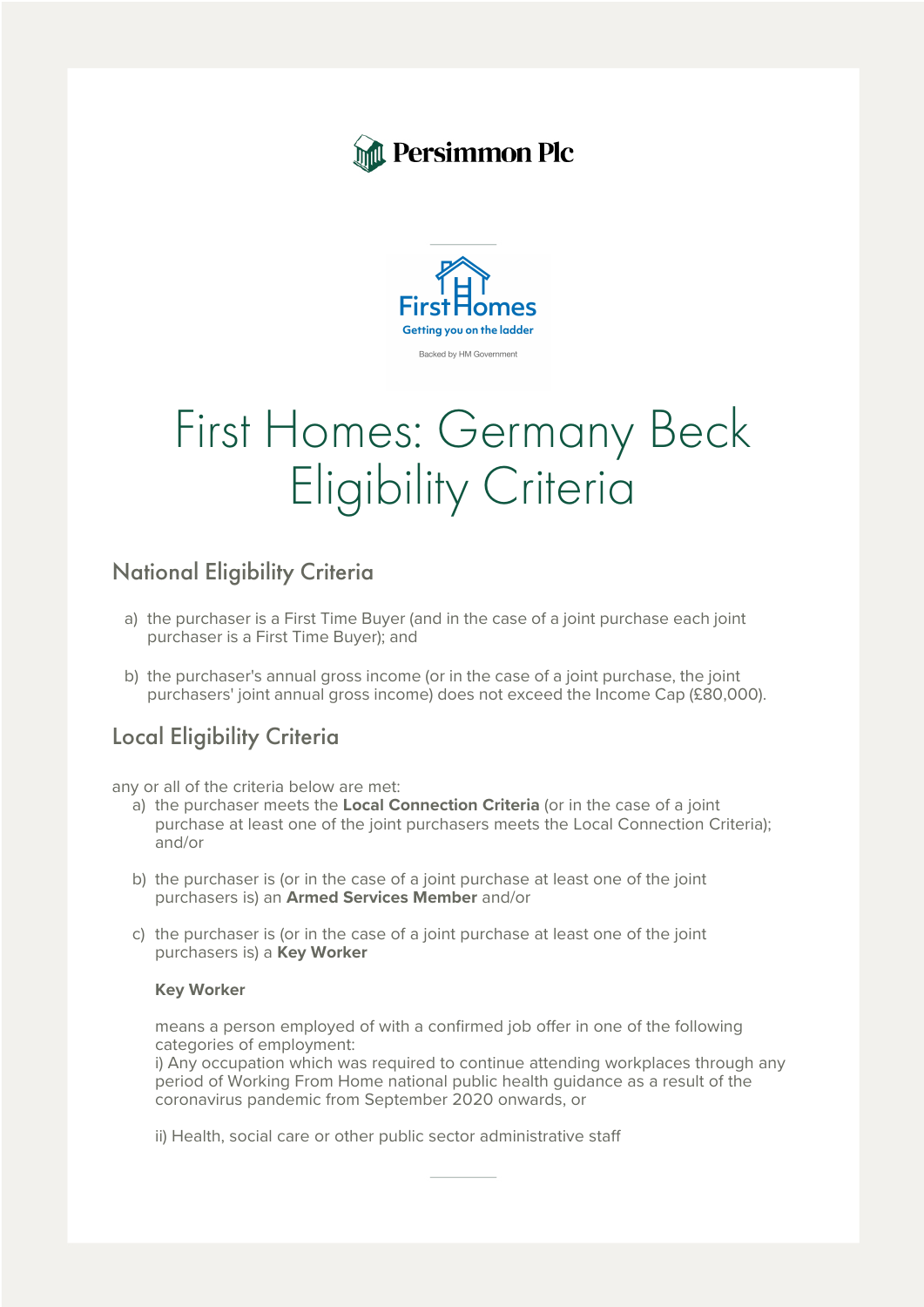Persimmon Plc

First Homes
Getting you on the ladder
Backed by HM Government

# First Homes: Germany Beck Eligibility Criteria

## National Eligibility Criteria

a) the purchaser is a First Time Buyer (and in the case of a joint purchase each joint purchaser is a First Time Buyer); and

b) the purchaser's annual gross income (or in the case of a joint purchase, the joint purchasers' joint annual gross income) does not exceed the Income Cap (£80,000).

## Local Eligibility Criteria

any or all of the criteria below are met:

a) the purchaser meets the **Local Connection Criteria** (or in the case of a joint purchase at least one of the joint purchasers meets the Local Connection Criteria); and/or

b) the purchaser is (or in the case of a joint purchase at least one of the joint purchasers is) an **Armed Services Member** and/or

c) the purchaser is (or in the case of a joint purchase at least one of the joint purchasers is) a **Key Worker**

**Key Worker**

means a person employed of with a confirmed job offer in one of the following categories of employment:
i) Any occupation which was required to continue attending workplaces through any period of Working From Home national public health guidance as a result of the coronavirus pandemic from September 2020 onwards, or

ii) Health, social care or other public sector administrative staff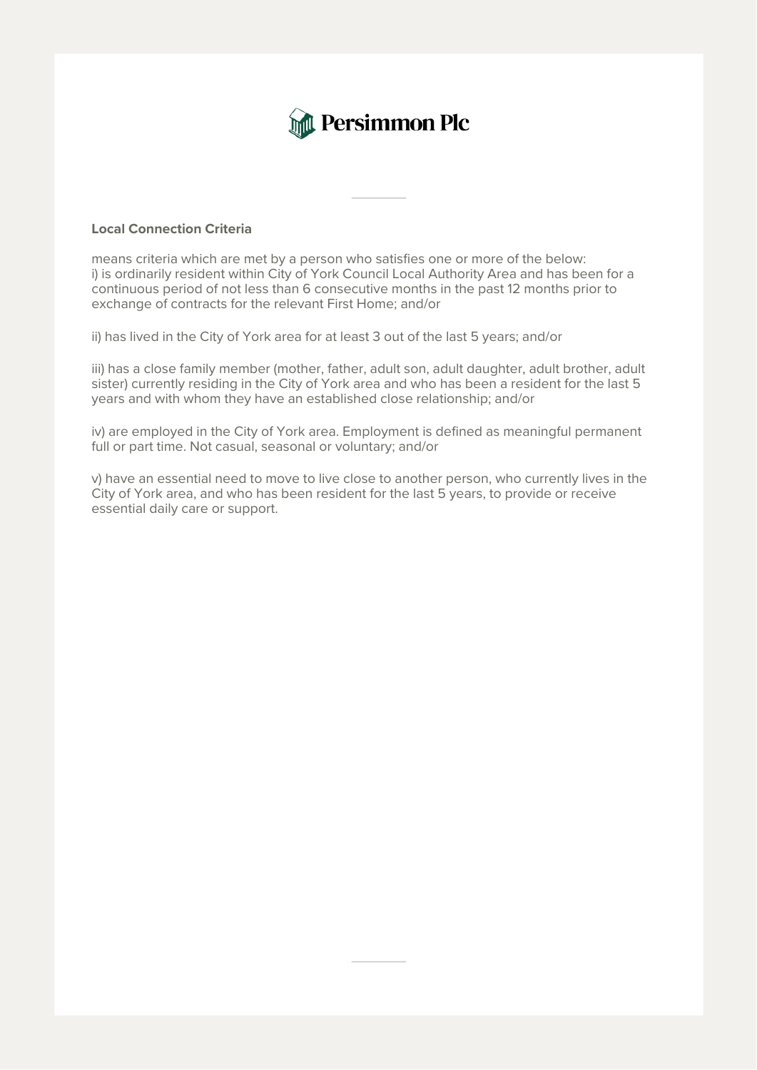**Local Connection Criteria**

means criteria which are met by a person who satisfies one or more of the below:
i) is ordinarily resident within City of York Council Local Authority Area and has been for a continuous period of not less than 6 consecutive months in the past 12 months prior to exchange of contracts for the relevant First Home; and/or

ii) has lived in the City of York area for at least 3 out of the last 5 years; and/or

iii) has a close family member (mother, father, adult son, adult daughter, adult brother, adult sister) currently residing in the City of York area and who has been a resident for the last 5 years and with whom they have an established close relationship; and/or

iv) are employed in the City of York area. Employment is defined as meaningful permanent full or part time. Not casual, seasonal or voluntary; and/or

v) have an essential need to move to live close to another person, who currently lives in the City of York area, and who has been resident for the last 5 years, to provide or receive essential daily care or support.